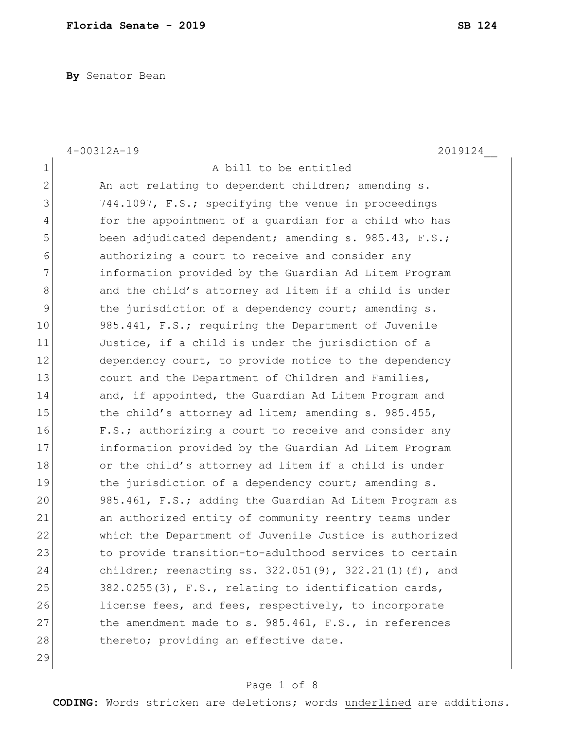**By** Senator Bean

4-00312A-19 2019124__

A bill to be entitled

An act relating to dependent children; amending s. 744.1097, F.S.; specifying the venue in proceedings for the appointment of a guardian for a child who has been adjudicated dependent; amending s. 985.43, F.S.; authorizing a court to receive and consider any information provided by the Guardian Ad Litem Program and the child's attorney ad litem if a child is under the jurisdiction of a dependency court; amending s. 985.441, F.S.; requiring the Department of Juvenile Justice, if a child is under the jurisdiction of a dependency court, to provide notice to the dependency court and the Department of Children and Families, and, if appointed, the Guardian Ad Litem Program and the child's attorney ad litem; amending s. 985.455, F.S.; authorizing a court to receive and consider any information provided by the Guardian Ad Litem Program or the child's attorney ad litem if a child is under the jurisdiction of a dependency court; amending s. 985.461, F.S.; adding the Guardian Ad Litem Program as an authorized entity of community reentry teams under which the Department of Juvenile Justice is authorized to provide transition-to-adulthood services to certain children; reenacting ss. 322.051(9), 322.21(1)(f), and 382.0255(3), F.S., relating to identification cards, license fees, and fees, respectively, to incorporate the amendment made to s. 985.461, F.S., in references thereto; providing an effective date.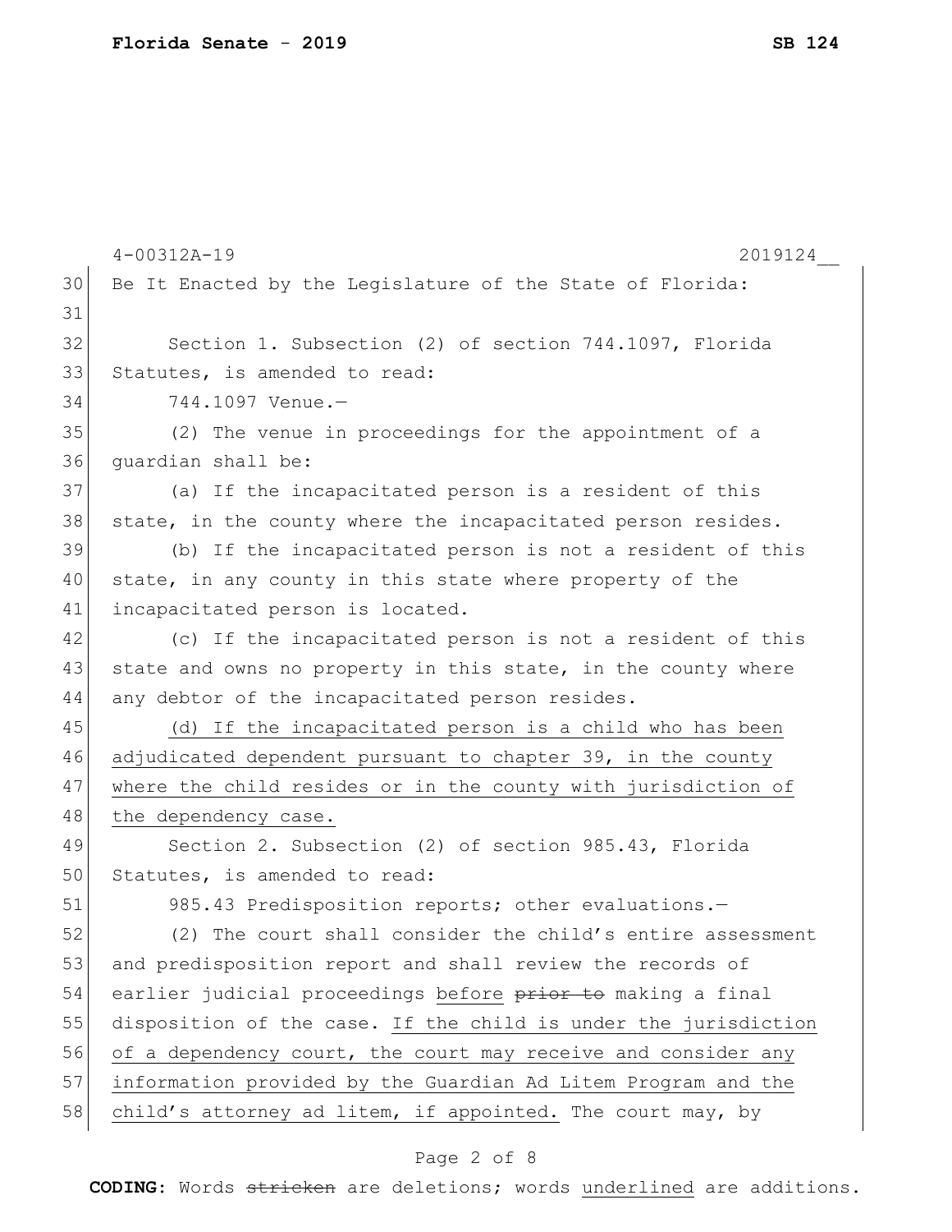Be It Enacted by the Legislature of the State of Florida:

Section 1. Subsection (2) of section 744.1097, Florida Statutes, is amended to read:

744.1097 Venue.—

(2) The venue in proceedings for the appointment of a guardian shall be:

(a) If the incapacitated person is a resident of this state, in the county where the incapacitated person resides.

(b) If the incapacitated person is not a resident of this state, in any county in this state where property of the incapacitated person is located.

(c) If the incapacitated person is not a resident of this state and owns no property in this state, in the county where any debtor of the incapacitated person resides.

<u>(d) If the incapacitated person is a child who has been adjudicated dependent pursuant to chapter 39, in the county where the child resides or in the county with jurisdiction of the dependency case.</u>

Section 2. Subsection (2) of section 985.43, Florida Statutes, is amended to read:

985.43 Predisposition reports; other evaluations.—

(2) The court shall consider the child's entire assessment and predisposition report and shall review the records of earlier judicial proceedings <u>before</u> ~~prior to~~ making a final disposition of the case. <u>If the child is under the jurisdiction of a dependency court, the court may receive and consider any information provided by the Guardian Ad Litem Program and the child's attorney ad litem, if appointed.</u> The court may, by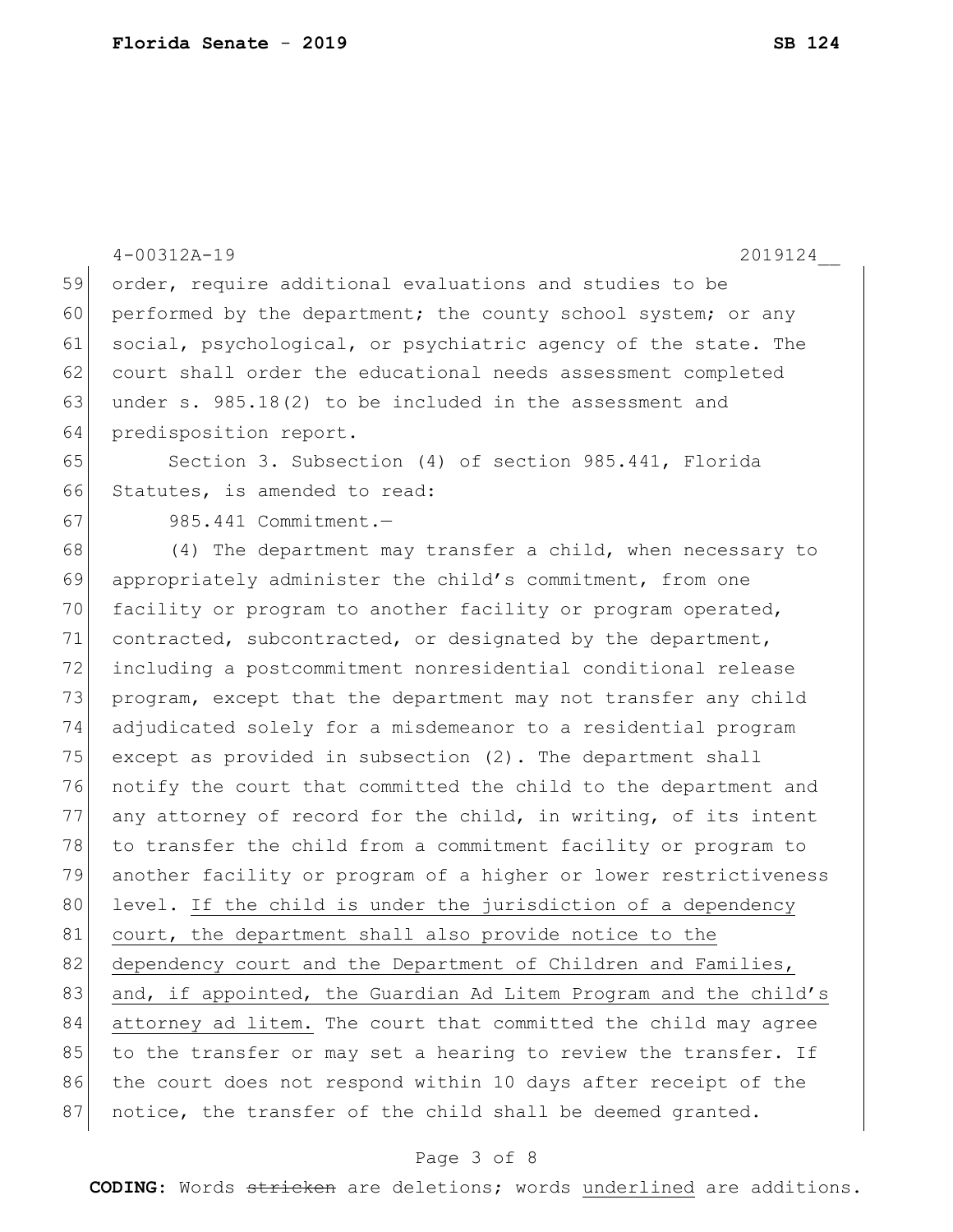order, require additional evaluations and studies to be performed by the department; the county school system; or any social, psychological, or psychiatric agency of the state. The court shall order the educational needs assessment completed under s. 985.18(2) to be included in the assessment and predisposition report.

Section 3. Subsection (4) of section 985.441, Florida Statutes, is amended to read:

985.441 Commitment.—

(4) The department may transfer a child, when necessary to appropriately administer the child's commitment, from one facility or program to another facility or program operated, contracted, subcontracted, or designated by the department, including a postcommitment nonresidential conditional release program, except that the department may not transfer any child adjudicated solely for a misdemeanor to a residential program except as provided in subsection (2). The department shall notify the court that committed the child to the department and any attorney of record for the child, in writing, of its intent to transfer the child from a commitment facility or program to another facility or program of a higher or lower restrictiveness level. <u>If the child is under the jurisdiction of a dependency court, the department shall also provide notice to the dependency court and the Department of Children and Families, and, if appointed, the Guardian Ad Litem Program and the child's attorney ad litem.</u> The court that committed the child may agree to the transfer or may set a hearing to review the transfer. If the court does not respond within 10 days after receipt of the notice, the transfer of the child shall be deemed granted.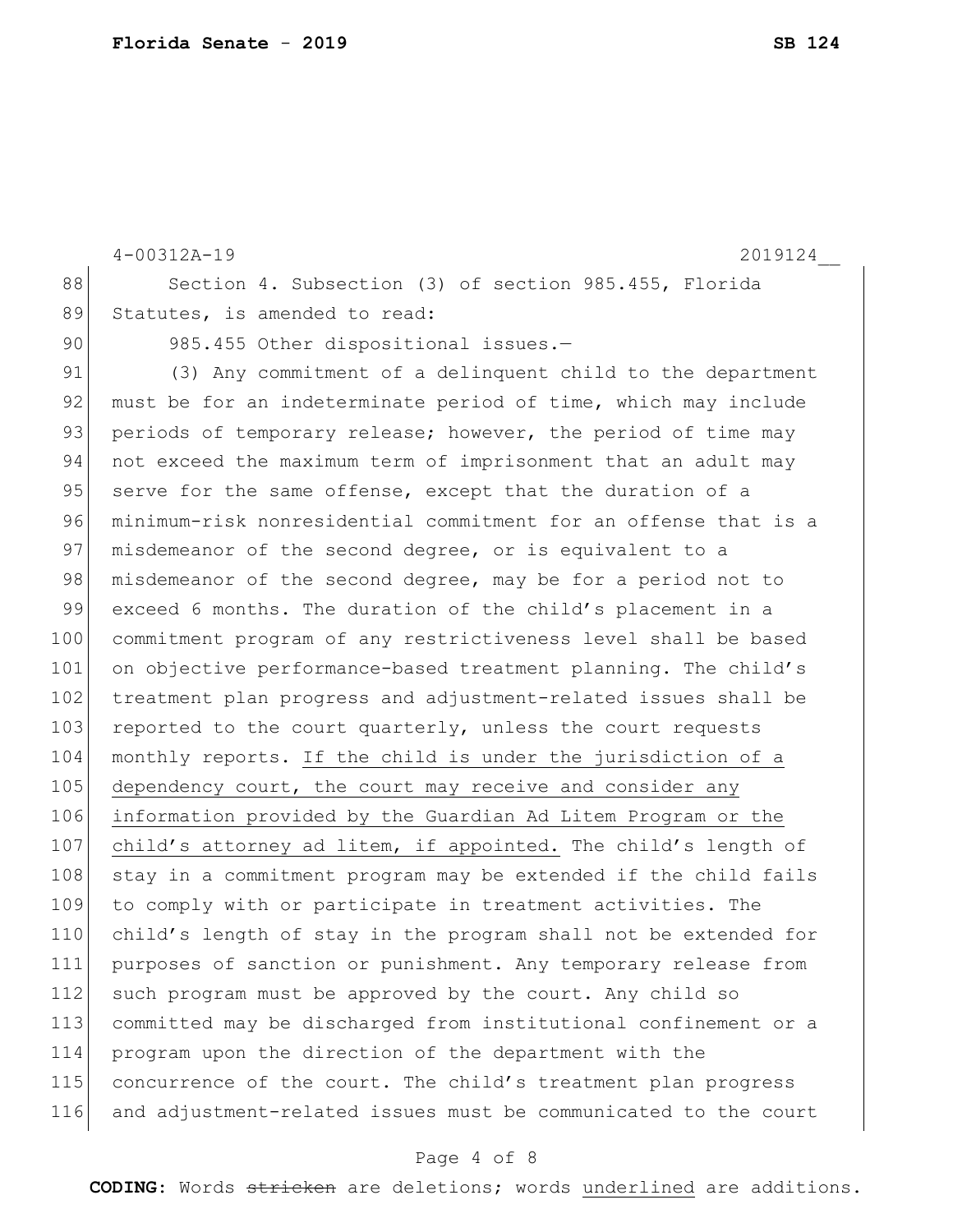Section 4. Subsection (3) of section 985.455, Florida Statutes, is amended to read:

985.455 Other dispositional issues.—

(3) Any commitment of a delinquent child to the department must be for an indeterminate period of time, which may include periods of temporary release; however, the period of time may not exceed the maximum term of imprisonment that an adult may serve for the same offense, except that the duration of a minimum-risk nonresidential commitment for an offense that is a misdemeanor of the second degree, or is equivalent to a misdemeanor of the second degree, may be for a period not to exceed 6 months. The duration of the child's placement in a commitment program of any restrictiveness level shall be based on objective performance-based treatment planning. The child's treatment plan progress and adjustment-related issues shall be reported to the court quarterly, unless the court requests monthly reports. <u>If the child is under the jurisdiction of a dependency court, the court may receive and consider any information provided by the Guardian Ad Litem Program or the child's attorney ad litem, if appointed.</u> The child's length of stay in a commitment program may be extended if the child fails to comply with or participate in treatment activities. The child's length of stay in the program shall not be extended for purposes of sanction or punishment. Any temporary release from such program must be approved by the court. Any child so committed may be discharged from institutional confinement or a program upon the direction of the department with the concurrence of the court. The child's treatment plan progress and adjustment-related issues must be communicated to the court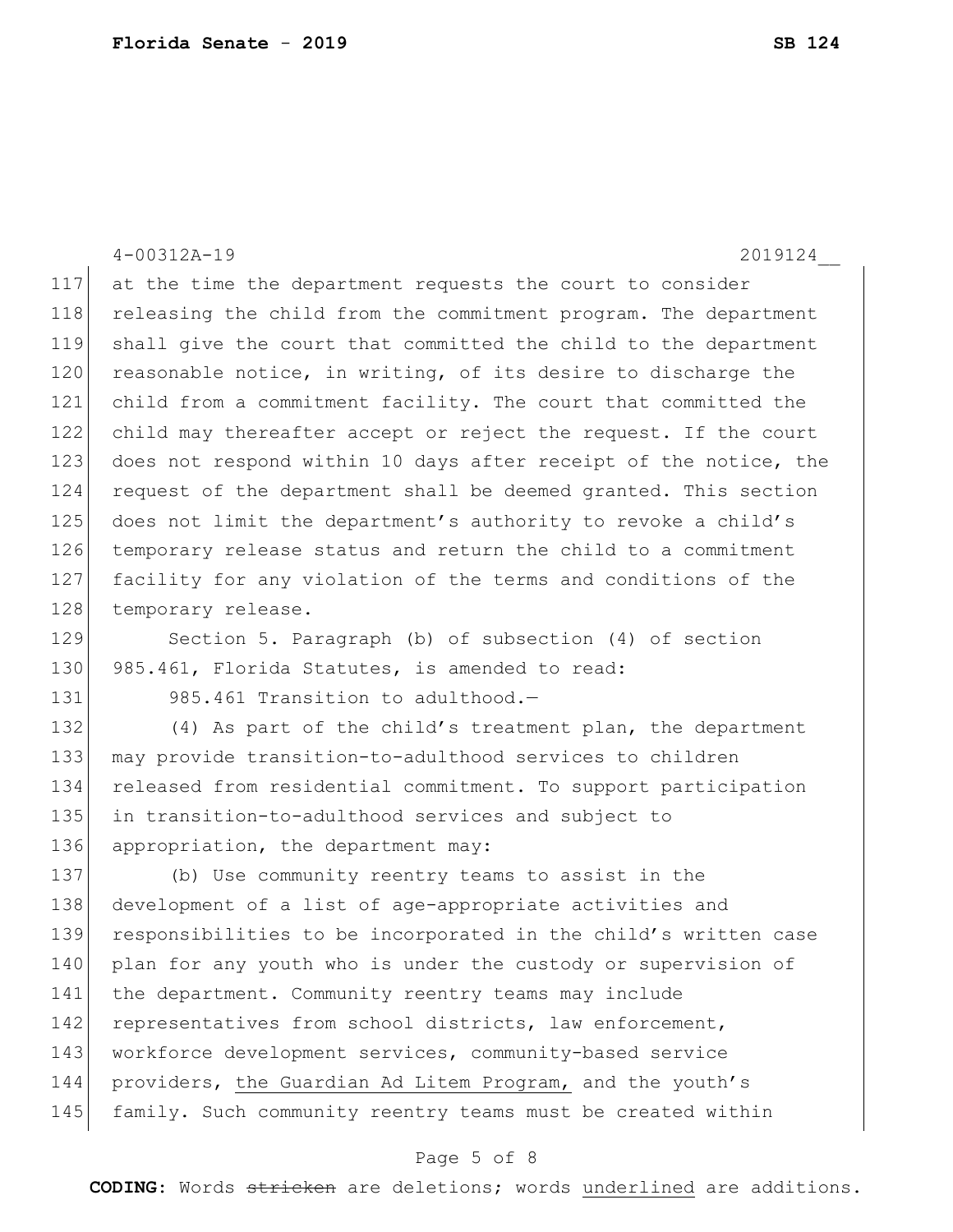at the time the department requests the court to consider releasing the child from the commitment program. The department shall give the court that committed the child to the department reasonable notice, in writing, of its desire to discharge the child from a commitment facility. The court that committed the child may thereafter accept or reject the request. If the court does not respond within 10 days after receipt of the notice, the request of the department shall be deemed granted. This section does not limit the department's authority to revoke a child's temporary release status and return the child to a commitment facility for any violation of the terms and conditions of the temporary release.

Section 5. Paragraph (b) of subsection (4) of section 985.461, Florida Statutes, is amended to read:

985.461 Transition to adulthood.—

(4) As part of the child's treatment plan, the department may provide transition-to-adulthood services to children released from residential commitment. To support participation in transition-to-adulthood services and subject to appropriation, the department may:

(b) Use community reentry teams to assist in the development of a list of age-appropriate activities and responsibilities to be incorporated in the child's written case plan for any youth who is under the custody or supervision of the department. Community reentry teams may include representatives from school districts, law enforcement, workforce development services, community-based service providers, <u>the Guardian Ad Litem Program,</u> and the youth's family. Such community reentry teams must be created within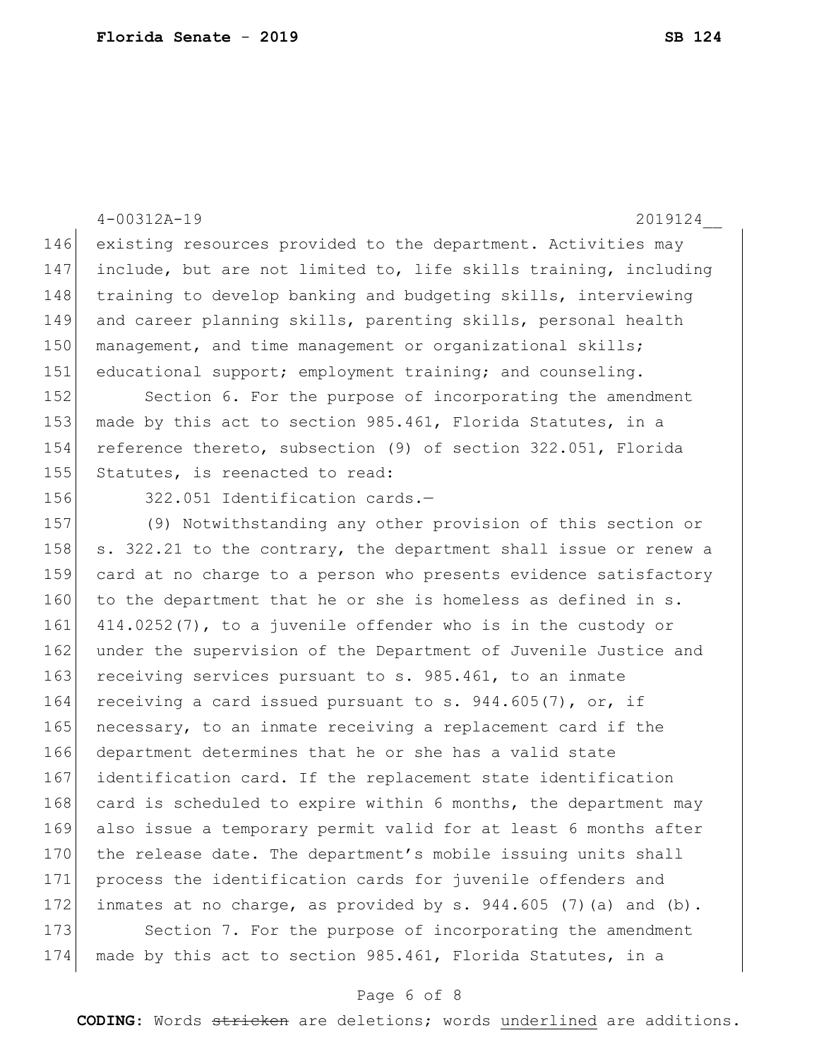existing resources provided to the department. Activities may include, but are not limited to, life skills training, including training to develop banking and budgeting skills, interviewing and career planning skills, parenting skills, personal health management, and time management or organizational skills; educational support; employment training; and counseling.

Section 6. For the purpose of incorporating the amendment made by this act to section 985.461, Florida Statutes, in a reference thereto, subsection (9) of section 322.051, Florida Statutes, is reenacted to read:

322.051 Identification cards.—

(9) Notwithstanding any other provision of this section or s. 322.21 to the contrary, the department shall issue or renew a card at no charge to a person who presents evidence satisfactory to the department that he or she is homeless as defined in s. 414.0252(7), to a juvenile offender who is in the custody or under the supervision of the Department of Juvenile Justice and receiving services pursuant to s. 985.461, to an inmate receiving a card issued pursuant to s. 944.605(7), or, if necessary, to an inmate receiving a replacement card if the department determines that he or she has a valid state identification card. If the replacement state identification card is scheduled to expire within 6 months, the department may also issue a temporary permit valid for at least 6 months after the release date. The department's mobile issuing units shall process the identification cards for juvenile offenders and inmates at no charge, as provided by s. 944.605 (7)(a) and (b).

Section 7. For the purpose of incorporating the amendment made by this act to section 985.461, Florida Statutes, in a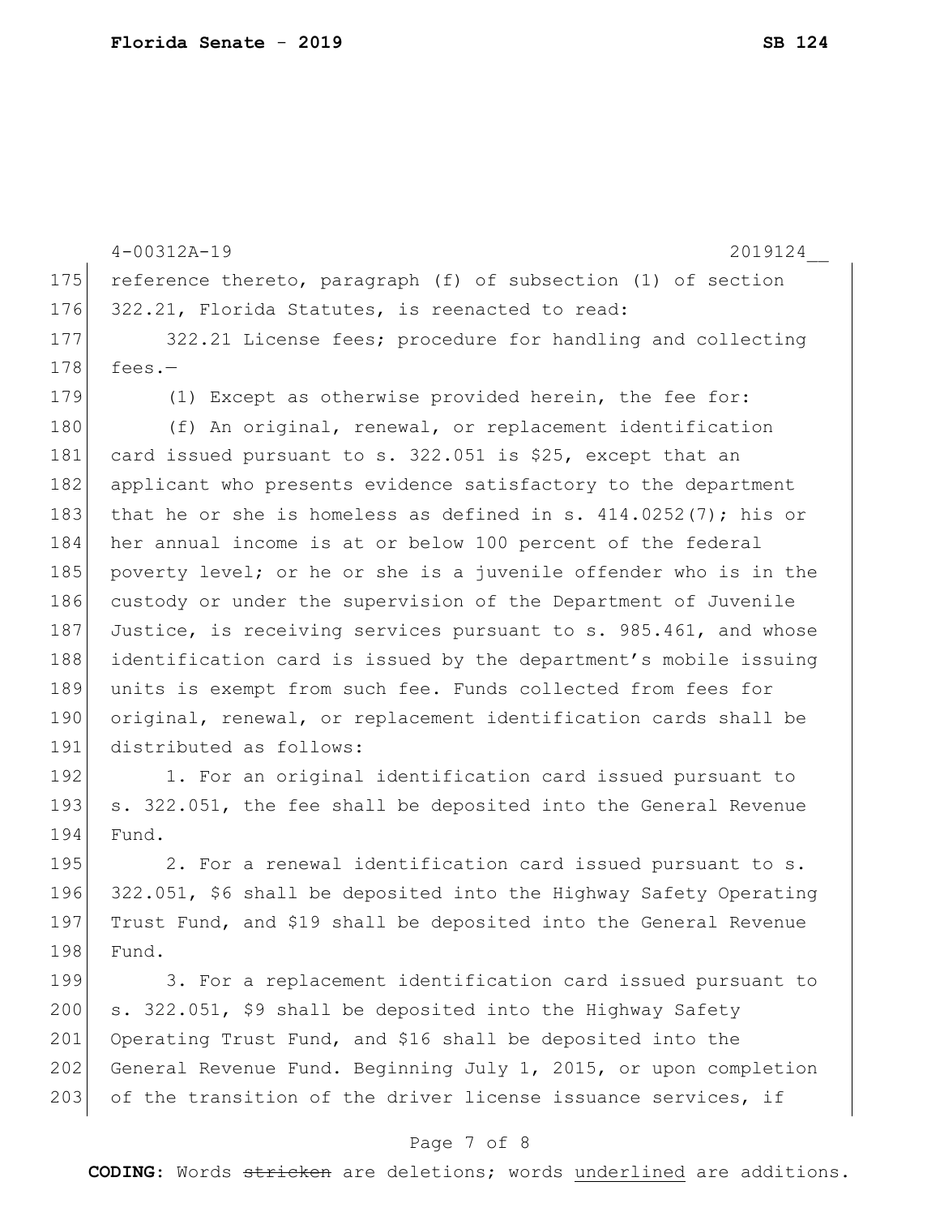reference thereto, paragraph (f) of subsection (1) of section 322.21, Florida Statutes, is reenacted to read:

322.21 License fees; procedure for handling and collecting fees.—

(1) Except as otherwise provided herein, the fee for:

(f) An original, renewal, or replacement identification card issued pursuant to s. 322.051 is $25, except that an applicant who presents evidence satisfactory to the department that he or she is homeless as defined in s. 414.0252(7); his or her annual income is at or below 100 percent of the federal poverty level; or he or she is a juvenile offender who is in the custody or under the supervision of the Department of Juvenile Justice, is receiving services pursuant to s. 985.461, and whose identification card is issued by the department's mobile issuing units is exempt from such fee. Funds collected from fees for original, renewal, or replacement identification cards shall be distributed as follows:

1. For an original identification card issued pursuant to s. 322.051, the fee shall be deposited into the General Revenue Fund.

2. For a renewal identification card issued pursuant to s. 322.051, $6 shall be deposited into the Highway Safety Operating Trust Fund, and $19 shall be deposited into the General Revenue Fund.

3. For a replacement identification card issued pursuant to s. 322.051, $9 shall be deposited into the Highway Safety Operating Trust Fund, and $16 shall be deposited into the General Revenue Fund. Beginning July 1, 2015, or upon completion of the transition of the driver license issuance services, if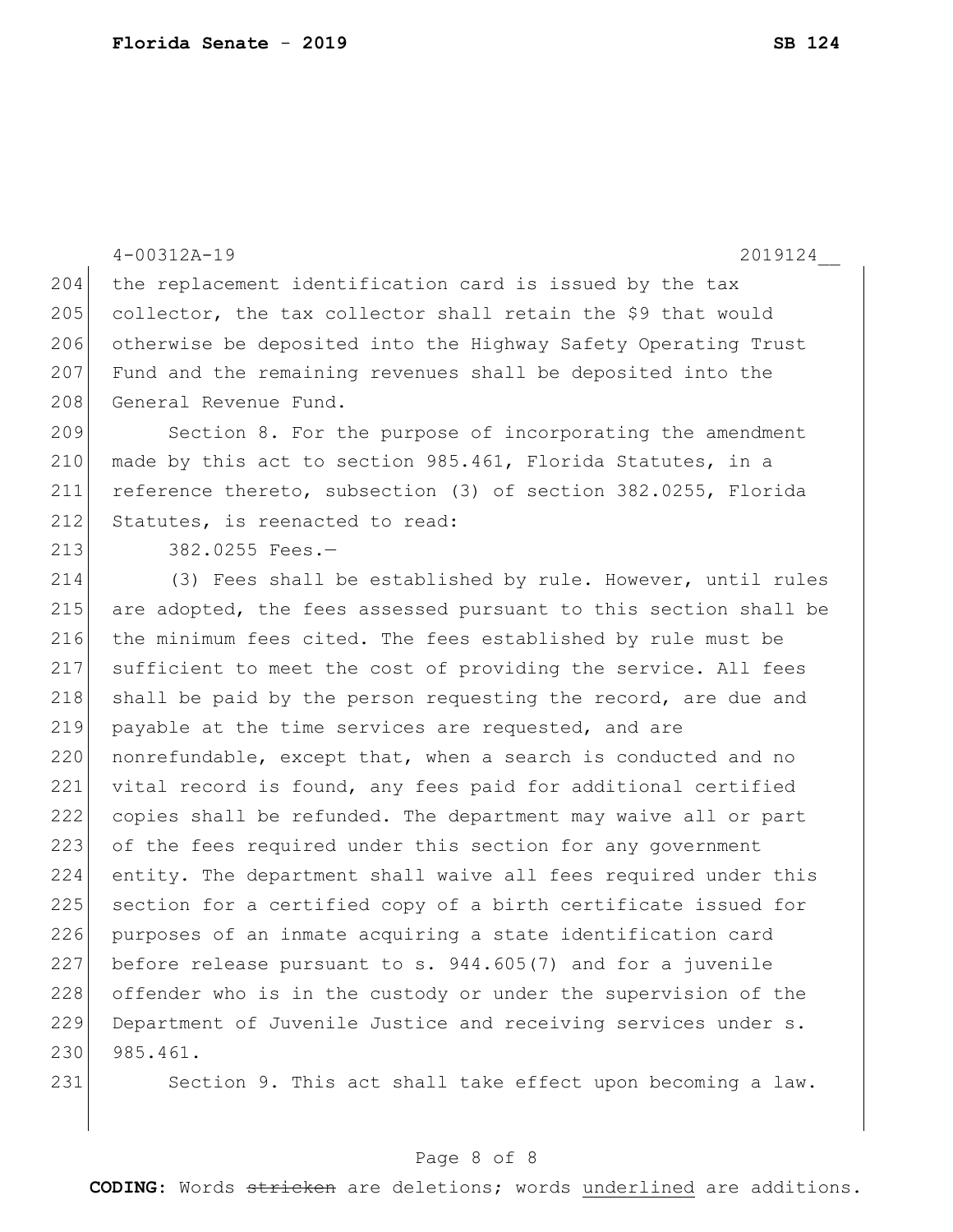4-00312A-19 2019124__

the replacement identification card is issued by the tax collector, the tax collector shall retain the $9 that would otherwise be deposited into the Highway Safety Operating Trust Fund and the remaining revenues shall be deposited into the General Revenue Fund.

Section 8. For the purpose of incorporating the amendment made by this act to section 985.461, Florida Statutes, in a reference thereto, subsection (3) of section 382.0255, Florida Statutes, is reenacted to read:

382.0255 Fees.—

(3) Fees shall be established by rule. However, until rules are adopted, the fees assessed pursuant to this section shall be the minimum fees cited. The fees established by rule must be sufficient to meet the cost of providing the service. All fees shall be paid by the person requesting the record, are due and payable at the time services are requested, and are nonrefundable, except that, when a search is conducted and no vital record is found, any fees paid for additional certified copies shall be refunded. The department may waive all or part of the fees required under this section for any government entity. The department shall waive all fees required under this section for a certified copy of a birth certificate issued for purposes of an inmate acquiring a state identification card before release pursuant to s. 944.605(7) and for a juvenile offender who is in the custody or under the supervision of the Department of Juvenile Justice and receiving services under s. 985.461.

Section 9. This act shall take effect upon becoming a law.

**CODING:** Words ~~stricken~~ are deletions; words underlined are additions.